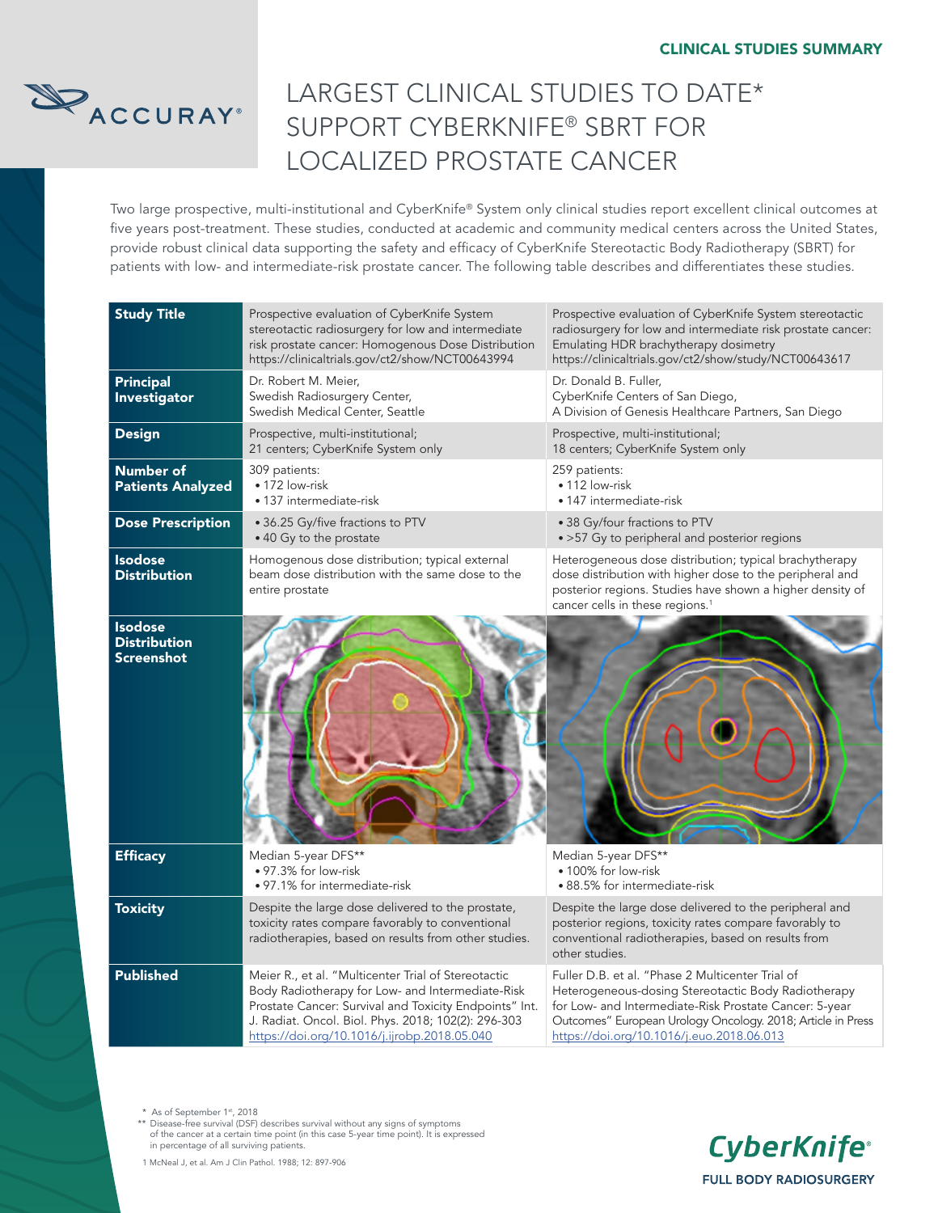CLINICAL STUDIES SUMMARY

ACCURAY®

# LARGEST CLINICAL STUDIES TO DATE* SUPPORT CYBERKNIFE® SBRT FOR LOCALIZED PROSTATE CANCER

Two large prospective, multi-institutional and CyberKnife® System only clinical studies report excellent clinical outcomes at five years post-treatment. These studies, conducted at academic and community medical centers across the United States, provide robust clinical data supporting the safety and efficacy of CyberKnife Stereotactic Body Radiotherapy (SBRT) for patients with low- and intermediate-risk prostate cancer. The following table describes and differentiates these studies.

| **Study Title** | Prospective evaluation of CyberKnife System stereotactic radiosurgery for low and intermediate risk prostate cancer: Homogenous Dose Distribution https://clinicaltrials.gov/ct2/show/NCT00643994 | Prospective evaluation of CyberKnife System stereotactic radiosurgery for low and intermediate risk prostate cancer: Emulating HDR brachytherapy dosimetry https://clinicaltrials.gov/ct2/show/study/NCT00643617 |
|---|---|---|
| **Principal Investigator** | Dr. Robert M. Meier, Swedish Radiosurgery Center, Swedish Medical Center, Seattle | Dr. Donald B. Fuller, CyberKnife Centers of San Diego, A Division of Genesis Healthcare Partners, San Diego |
| **Design** | Prospective, multi-institutional; 21 centers; CyberKnife System only | Prospective, multi-institutional; 18 centers; CyberKnife System only |
| **Number of Patients Analyzed** | 309 patients: • 172 low-risk • 137 intermediate-risk | 259 patients: • 112 low-risk • 147 intermediate-risk |
| **Dose Prescription** | • 36.25 Gy/five fractions to PTV • 40 Gy to the prostate | • 38 Gy/four fractions to PTV • >57 Gy to peripheral and posterior regions |
| **Isodose Distribution** | Homogenous dose distribution; typical external beam dose distribution with the same dose to the entire prostate | Heterogeneous dose distribution; typical brachytherapy dose distribution with higher dose to the peripheral and posterior regions. Studies have shown a higher density of cancer cells in these regions.[1] |
| **Isodose Distribution Screenshot** | | |
| **Efficacy** | Median 5-year DFS** • 97.3% for low-risk • 97.1% for intermediate-risk | Median 5-year DFS** • 100% for low-risk • 88.5% for intermediate-risk |
| **Toxicity** | Despite the large dose delivered to the prostate, toxicity rates compare favorably to conventional radiotherapies, based on results from other studies. | Despite the large dose delivered to the peripheral and posterior regions, toxicity rates compare favorably to conventional radiotherapies, based on results from other studies. |
| **Published** | Meier R., et al. "Multicenter Trial of Stereotactic Body Radiotherapy for Low- and Intermediate-Risk Prostate Cancer: Survival and Toxicity Endpoints" Int. J. Radiat. Oncol. Biol. Phys. 2018; 102(2): 296-303 https://doi.org/10.1016/j.ijrobp.2018.05.040 | Fuller D.B. et al. "Phase 2 Multicenter Trial of Heterogeneous-dosing Stereotactic Body Radiotherapy for Low- and Intermediate-Risk Prostate Cancer: 5-year Outcomes" European Urology Oncology. 2018; Article in Press https://doi.org/10.1016/j.euo.2018.06.013 |

\* As of September 1st, 2018

\*\* Disease-free survival (DSF) describes survival without any signs of symptoms of the cancer at a certain time point (in this case 5-year time point). It is expressed in percentage of all surviving patients.

1 McNeal J, et al. Am J Clin Pathol. 1988; 12: 897-906

CyberKnife® FULL BODY RADIOSURGERY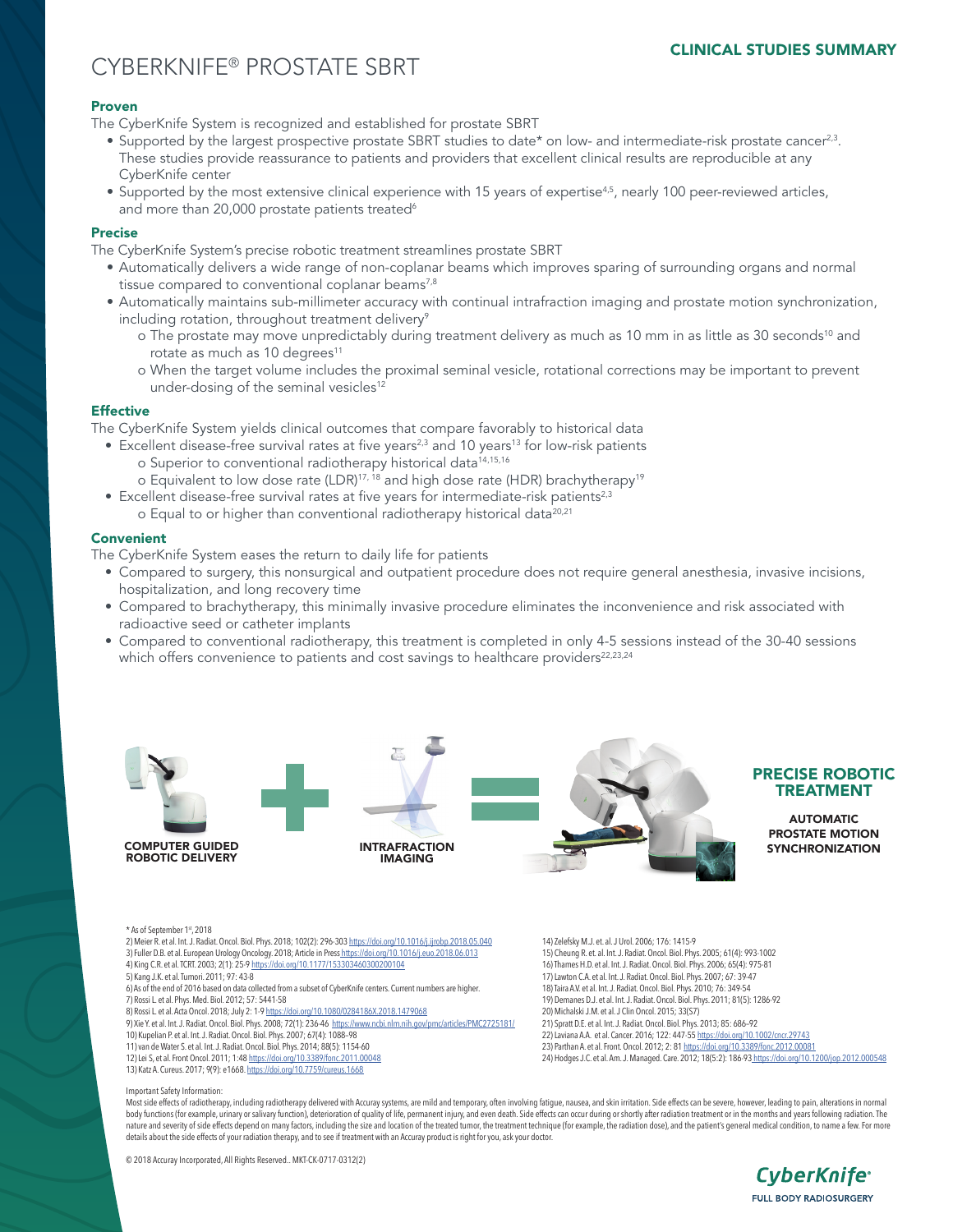CLINICAL STUDIES SUMMARY

# CYBERKNIFE® PROSTATE SBRT

### Proven

The CyberKnife System is recognized and established for prostate SBRT

- Supported by the largest prospective prostate SBRT studies to date* on low- and intermediate-risk prostate cancer[2,3]. These studies provide reassurance to patients and providers that excellent clinical results are reproducible at any CyberKnife center
- Supported by the most extensive clinical experience with 15 years of expertise[4,5], nearly 100 peer-reviewed articles, and more than 20,000 prostate patients treated[6]

### Precise

The CyberKnife System's precise robotic treatment streamlines prostate SBRT

- Automatically delivers a wide range of non-coplanar beams which improves sparing of surrounding organs and normal tissue compared to conventional coplanar beams[7,8]
- Automatically maintains sub-millimeter accuracy with continual intrafraction imaging and prostate motion synchronization, including rotation, throughout treatment delivery[9]
  - o The prostate may move unpredictably during treatment delivery as much as 10 mm in as little as 30 seconds[10] and rotate as much as 10 degrees[11]
  - o When the target volume includes the proximal seminal vesicle, rotational corrections may be important to prevent under-dosing of the seminal vesicles[12]

### Effective

The CyberKnife System yields clinical outcomes that compare favorably to historical data

- Excellent disease-free survival rates at five years[2,3] and 10 years[13] for low-risk patients
  - o Superior to conventional radiotherapy historical data[14,15,16]
  - o Equivalent to low dose rate (LDR)[17,18] and high dose rate (HDR) brachytherapy[19]
- Excellent disease-free survival rates at five years for intermediate-risk patients[2,3]
  - o Equal to or higher than conventional radiotherapy historical data[20,21]

### Convenient

The CyberKnife System eases the return to daily life for patients

- Compared to surgery, this nonsurgical and outpatient procedure does not require general anesthesia, invasive incisions, hospitalization, and long recovery time
- Compared to brachytherapy, this minimally invasive procedure eliminates the inconvenience and risk associated with radioactive seed or catheter implants
- Compared to conventional radiotherapy, this treatment is completed in only 4-5 sessions instead of the 30-40 sessions which offers convenience to patients and cost savings to healthcare providers[22,23,24]

COMPUTER GUIDED ROBOTIC DELIVERY + INTRAFRACTION IMAGING = PRECISE ROBOTIC TREATMENT

AUTOMATIC PROSTATE MOTION SYNCHRONIZATION

\* As of September 1st, 2018
2) Meier R. et al. Int. J. Radiat. Oncol. Biol. Phys. 2018; 102(2): 296-303 https://doi.org/10.1016/j.ijrobp.2018.05.040
3) Fuller D.B. et al. European Urology Oncology. 2018; Article in Press https://doi.org/10.1016/j.euo.2018.06.013
4) King C.R. et al. TCRT. 2003; 2(1): 25-9 https://doi.org/10.1177/153303460300200104
5) Kang J.K. et al. Tumori. 2011; 97: 43-8
6) As of the end of 2016 based on data collected from a subset of CyberKnife centers. Current numbers are higher.
7) Rossi L. et al. Phys. Med. Biol. 2012; 57: 5441-58
8) Rossi L. et al. Acta Oncol. 2018; July 2: 1-9 https://doi.org/10.1080/0284186X.2018.1479068
9) Xie Y. et al. Int. J. Radiat. Oncol. Biol. Phys. 2008; 72(1): 236-46 https://www.ncbi.nlm.nih.gov/pmc/articles/PMC2725181/
10) Kupelian P. et al. Int. J. Radiat. Oncol. Biol. Phys. 2007; 67(4): 1088-98
11) van de Water S. et al. Int. J. Radiat. Oncol. Biol. Phys. 2014; 88(5): 1154-60
12) Lei S, et al. Front Oncol. 2011; 1:48 https://doi.org/10.3389/fonc.2011.00048
13) Katz A. Cureus. 2017; 9(9): e1668. https://doi.org/10.7759/cureus.1668
14) Zelefsky M.J. et. al. J Urol. 2006; 176: 1415-9
15) Cheung R. et. al. Int. J. Radiat. Oncol. Biol. Phys. 2005; 61(4): 993-1002
16) Thames H.D. et al. Int. J. Radiat. Oncol. Biol. Phys. 2006; 65(4): 975-81
17) Lawton C.A. et al. Int. J. Radiat. Oncol. Biol. Phys. 2007; 67: 39-47
18) Taira A.V. et al. Int. J. Radiat. Oncol. Biol. Phys. 2010; 76: 349-54
19) Demanes D.J. et al. Int. J. Radiat. Oncol. Biol. Phys. 2011; 81(5): 1286-92
20) Michalski J.M. et al. J Clin Oncol. 2015; 33(S7)
21) Spratt D.E. et al. Int. J. Radiat. Oncol. Biol. Phys. 2013; 85: 686-92
22) Laviana A.A. et al. Cancer. 2016; 122: 447-55 https://doi.org/10.1002/cncr.29743
23) Parthan A. et al. Front. Oncol. 2012; 2: 81 https://doi.org/10.3389/fonc.2012.00081
24) Hodges J.C. et al. Am. J. Managed. Care. 2012; 18(5:2): 186-93 https://doi.org/10.1200/jop.2012.000548

Important Safety Information:
Most side effects of radiotherapy, including radiotherapy delivered with Accuray systems, are mild and temporary, often involving fatigue, nausea, and skin irritation. Side effects can be severe, however, leading to pain, alterations in normal body functions (for example, urinary or salivary function), deterioration of quality of life, permanent injury, and even death. Side effects can occur during or shortly after radiation treatment or in the months and years following radiation. The nature and severity of side effects depend on many factors, including the size and location of the treated tumor, the treatment technique (for example, the radiation dose), and the patient's general medical condition, to name a few. For more details about the side effects of your radiation therapy, and to see if treatment with an Accuray product is right for you, ask your doctor.

© 2018 Accuray Incorporated, All Rights Reserved.. MKT-CK-0717-0312(2)

CyberKnife®
FULL BODY RADIOSURGERY